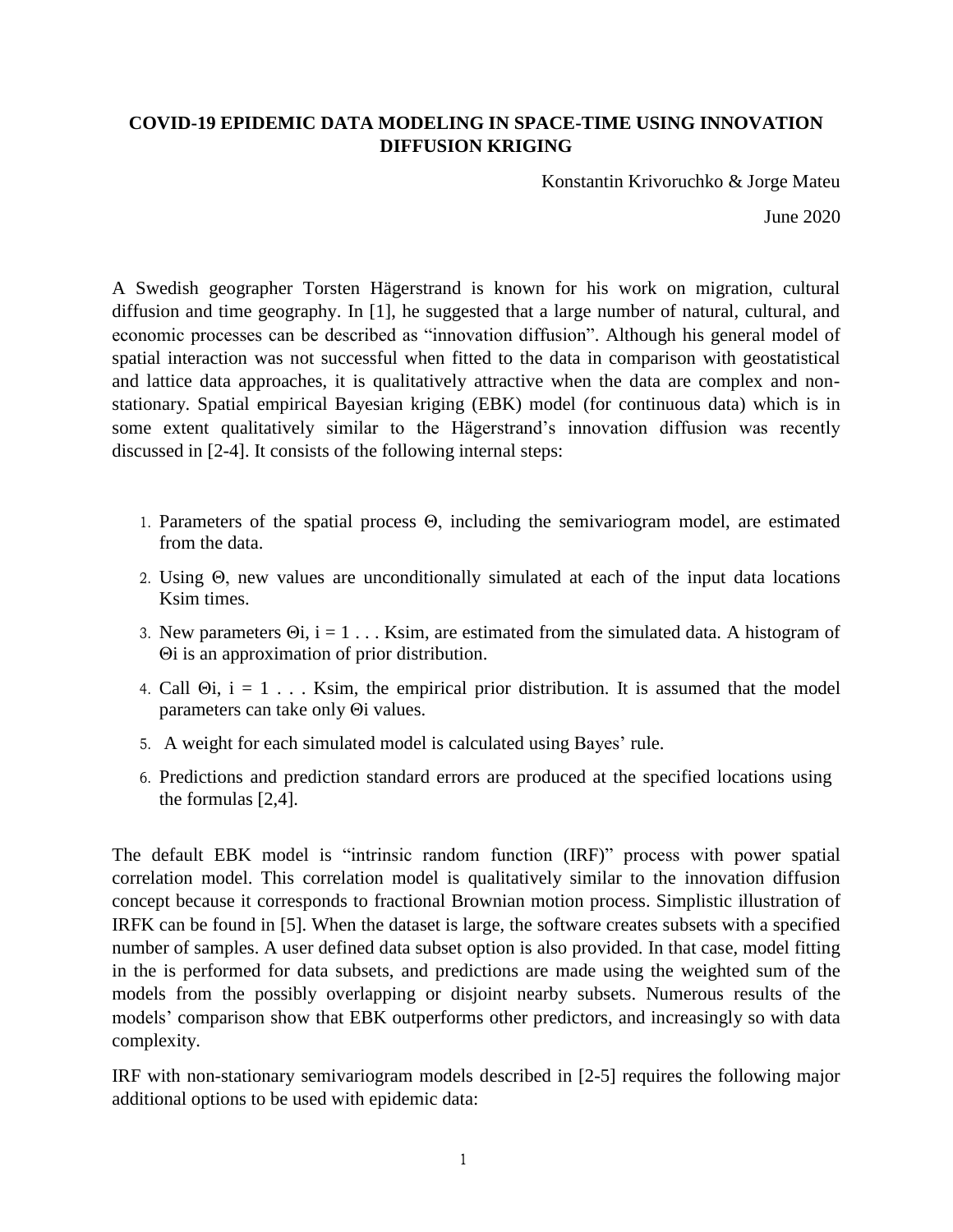**COVID-19 EPIDEMIC DATA MODELING IN SPACE-TIME USING INNOVATION DIFFUSION KRIGING**

Konstantin Krivoruchko & Jorge Mateu

June 2020

A Swedish geographer Torsten Hägerstrand is known for his work on migration, cultural diffusion and time geography. In [1], he suggested that a large number of natural, cultural, and economic processes can be described as "innovation diffusion". Although his general model of spatial interaction was not successful when fitted to the data in comparison with geostatistical and lattice data approaches, it is qualitatively attractive when the data are complex and non-stationary. Spatial empirical Bayesian kriging (EBK) model (for continuous data) which is in some extent qualitatively similar to the Hägerstrand's innovation diffusion was recently discussed in [2-4]. It consists of the following internal steps:

1. Parameters of the spatial process $\Theta$, including the semivariogram model, are estimated from the data.
2. Using $\Theta$, new values are unconditionally simulated at each of the input data locations Ksim times.
3. New parameters $\Theta_i$, $i = 1 \ldots \text{Ksim}$, are estimated from the simulated data. A histogram of $\Theta_i$ is an approximation of prior distribution.
4. Call $\Theta_i$, $i = 1 \ldots \text{Ksim}$, the empirical prior distribution. It is assumed that the model parameters can take only $\Theta_i$ values.
5. A weight for each simulated model is calculated using Bayes' rule.
6. Predictions and prediction standard errors are produced at the specified locations using the formulas [2,4].

The default EBK model is "intrinsic random function (IRF)" process with power spatial correlation model. This correlation model is qualitatively similar to the innovation diffusion concept because it corresponds to fractional Brownian motion process. Simplistic illustration of IRFK can be found in [5]. When the dataset is large, the software creates subsets with a specified number of samples. A user defined data subset option is also provided. In that case, model fitting in the is performed for data subsets, and predictions are made using the weighted sum of the models from the possibly overlapping or disjoint nearby subsets. Numerous results of the models' comparison show that EBK outperforms other predictors, and increasingly so with data complexity.

IRF with non-stationary semivariogram models described in [2-5] requires the following major additional options to be used with epidemic data: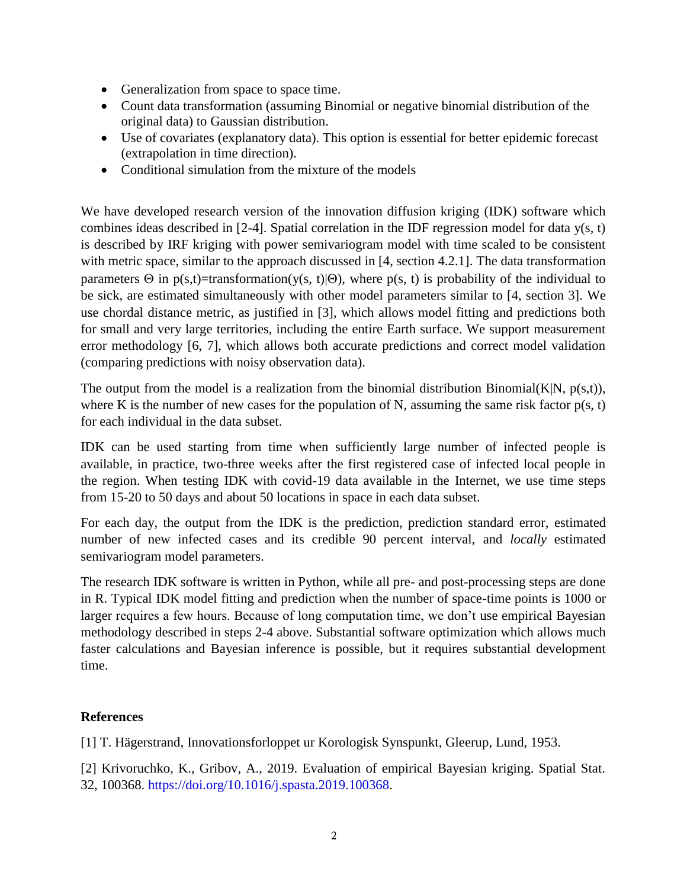- Generalization from space to space time.
- Count data transformation (assuming Binomial or negative binomial distribution of the original data) to Gaussian distribution.
- Use of covariates (explanatory data). This option is essential for better epidemic forecast (extrapolation in time direction).
- Conditional simulation from the mixture of the models

We have developed research version of the innovation diffusion kriging (IDK) software which combines ideas described in [2-4]. Spatial correlation in the IDF regression model for data $y(s, t)$ is described by IRF kriging with power semivariogram model with time scaled to be consistent with metric space, similar to the approach discussed in [4, section 4.2.1]. The data transformation parameters $\Theta$ in $p(s,t)=\text{transformation}(y(s, t)|\Theta)$, where $p(s, t)$ is probability of the individual to be sick, are estimated simultaneously with other model parameters similar to [4, section 3]. We use chordal distance metric, as justified in [3], which allows model fitting and predictions both for small and very large territories, including the entire Earth surface. We support measurement error methodology [6, 7], which allows both accurate predictions and correct model validation (comparing predictions with noisy observation data).

The output from the model is a realization from the binomial distribution $\text{Binomial}(K|N, p(s,t))$, where $K$ is the number of new cases for the population of $N$, assuming the same risk factor $p(s, t)$ for each individual in the data subset.

IDK can be used starting from time when sufficiently large number of infected people is available, in practice, two-three weeks after the first registered case of infected local people in the region. When testing IDK with covid-19 data available in the Internet, we use time steps from 15-20 to 50 days and about 50 locations in space in each data subset.

For each day, the output from the IDK is the prediction, prediction standard error, estimated number of new infected cases and its credible 90 percent interval, and *locally* estimated semivariogram model parameters.

The research IDK software is written in Python, while all pre- and post-processing steps are done in R. Typical IDK model fitting and prediction when the number of space-time points is 1000 or larger requires a few hours. Because of long computation time, we don't use empirical Bayesian methodology described in steps 2-4 above. Substantial software optimization which allows much faster calculations and Bayesian inference is possible, but it requires substantial development time.

**References**

[1] T. Hägerstrand, Innovationsforloppet ur Korologisk Synspunkt, Gleerup, Lund, 1953.

[2] Krivoruchko, K., Gribov, A., 2019. Evaluation of empirical Bayesian kriging. Spatial Stat. 32, 100368. https://doi.org/10.1016/j.spasta.2019.100368.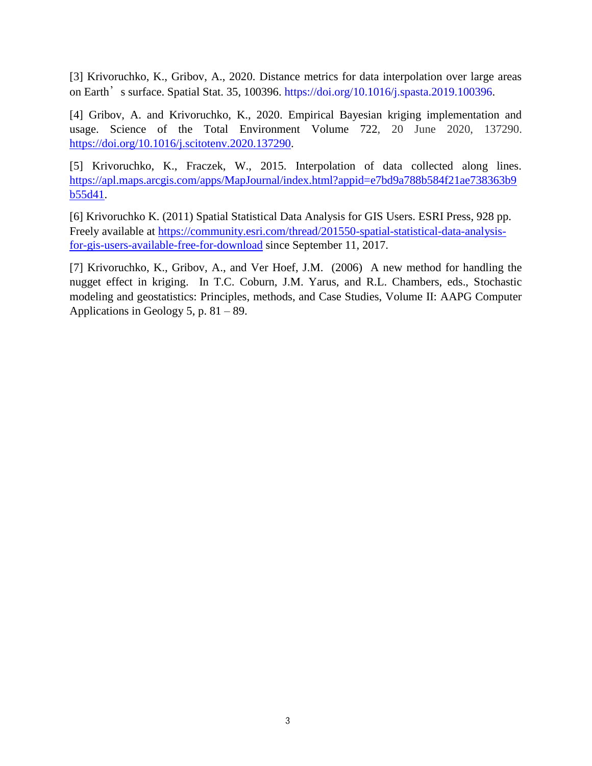[3] Krivoruchko, K., Gribov, A., 2020. Distance metrics for data interpolation over large areas on Earth's surface. Spatial Stat. 35, 100396. https://doi.org/10.1016/j.spasta.2019.100396.

[4] Gribov, A. and Krivoruchko, K., 2020. Empirical Bayesian kriging implementation and usage. Science of the Total Environment Volume 722, 20 June 2020, 137290. https://doi.org/10.1016/j.scitotenv.2020.137290.

[5] Krivoruchko, K., Fraczek, W., 2015. Interpolation of data collected along lines. https://apl.maps.arcgis.com/apps/MapJournal/index.html?appid=e7bd9a788b584f21ae738363b9b55d41.

[6] Krivoruchko K. (2011) Spatial Statistical Data Analysis for GIS Users. ESRI Press, 928 pp. Freely available at https://community.esri.com/thread/201550-spatial-statistical-data-analysis-for-gis-users-available-free-for-download since September 11, 2017.

[7] Krivoruchko, K., Gribov, A., and Ver Hoef, J.M. (2006) A new method for handling the nugget effect in kriging. In T.C. Coburn, J.M. Yarus, and R.L. Chambers, eds., Stochastic modeling and geostatistics: Principles, methods, and Case Studies, Volume II: AAPG Computer Applications in Geology 5, p. 81 – 89.